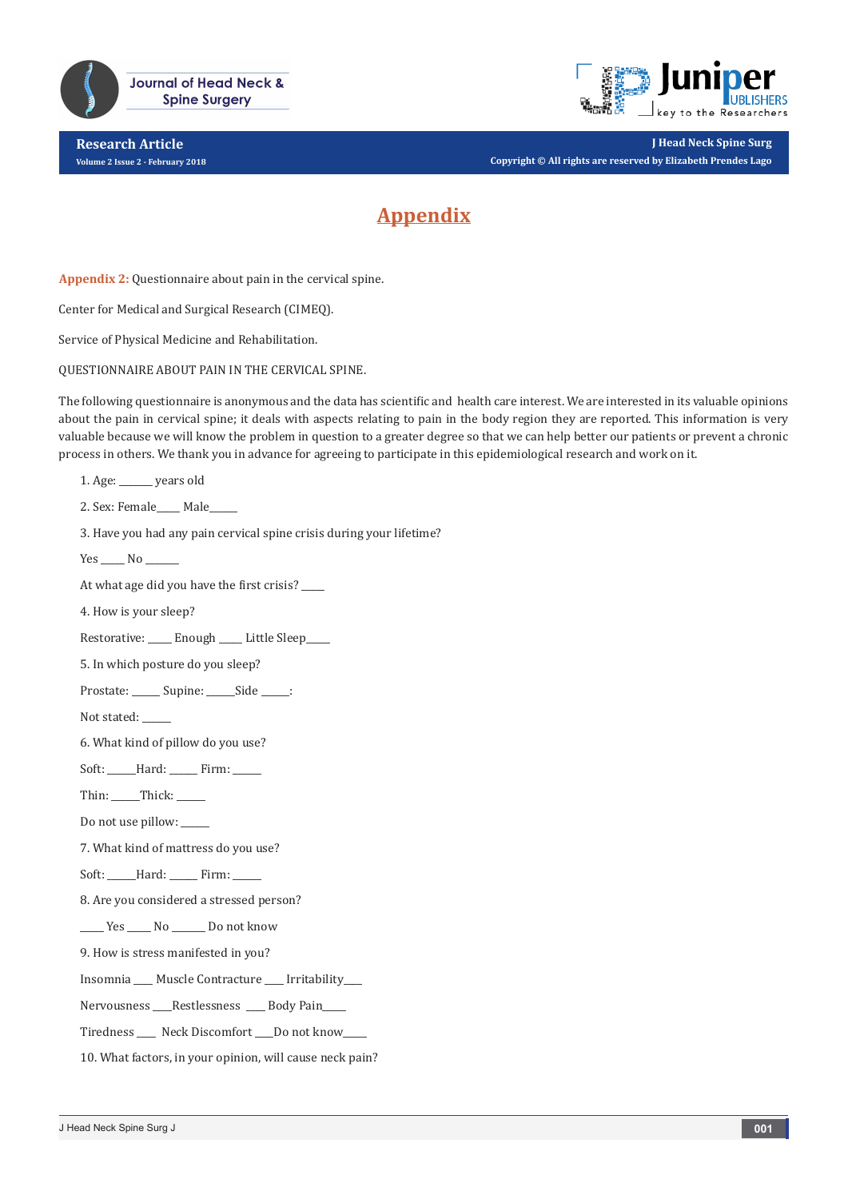# Appendix

**Appendix 2:** Questionnaire about pain in the cervical spine.

Center for Medical and Surgical Research (CIMEQ).

Service of Physical Medicine and Rehabilitation.

QUESTIONNAIRE ABOUT PAIN IN THE CERVICAL SPINE.

The following questionnaire is anonymous and the data has scientific and health care interest. We are interested in its valuable opinions about the pain in cervical spine; it deals with aspects relating to pain in the body region they are reported. This information is very valuable because we will know the problem in question to a greater degree so that we can help better our patients or prevent a chronic process in others. We thank you in advance for agreeing to participate in this epidemiological research and work on it.

1. Age: ______ years old

2. Sex: Female____ Male_____

3. Have you had any pain cervical spine crisis during your lifetime?

Yes ____ No ______

At what age did you have the first crisis? ____

4. How is your sleep?

Restorative: ____ Enough ____ Little Sleep____

5. In which posture do you sleep?

Prostate: _____ Supine: _____Side _____:

Not stated: _____

6. What kind of pillow do you use?

Soft: _____Hard: _____ Firm: _____

Thin: _____Thick: _____

Do not use pillow: _____

7. What kind of mattress do you use?

Soft: _____Hard: _____ Firm: _____

8. Are you considered a stressed person?

____ Yes ____ No ______ Do not know

9. How is stress manifested in you?

Insomnia ___ Muscle Contracture ___ Irritability___

Nervousness ___Restlessness ___ Body Pain____

Tiredness ___ Neck Discomfort ___Do not know____

10. What factors, in your opinion, will cause neck pain?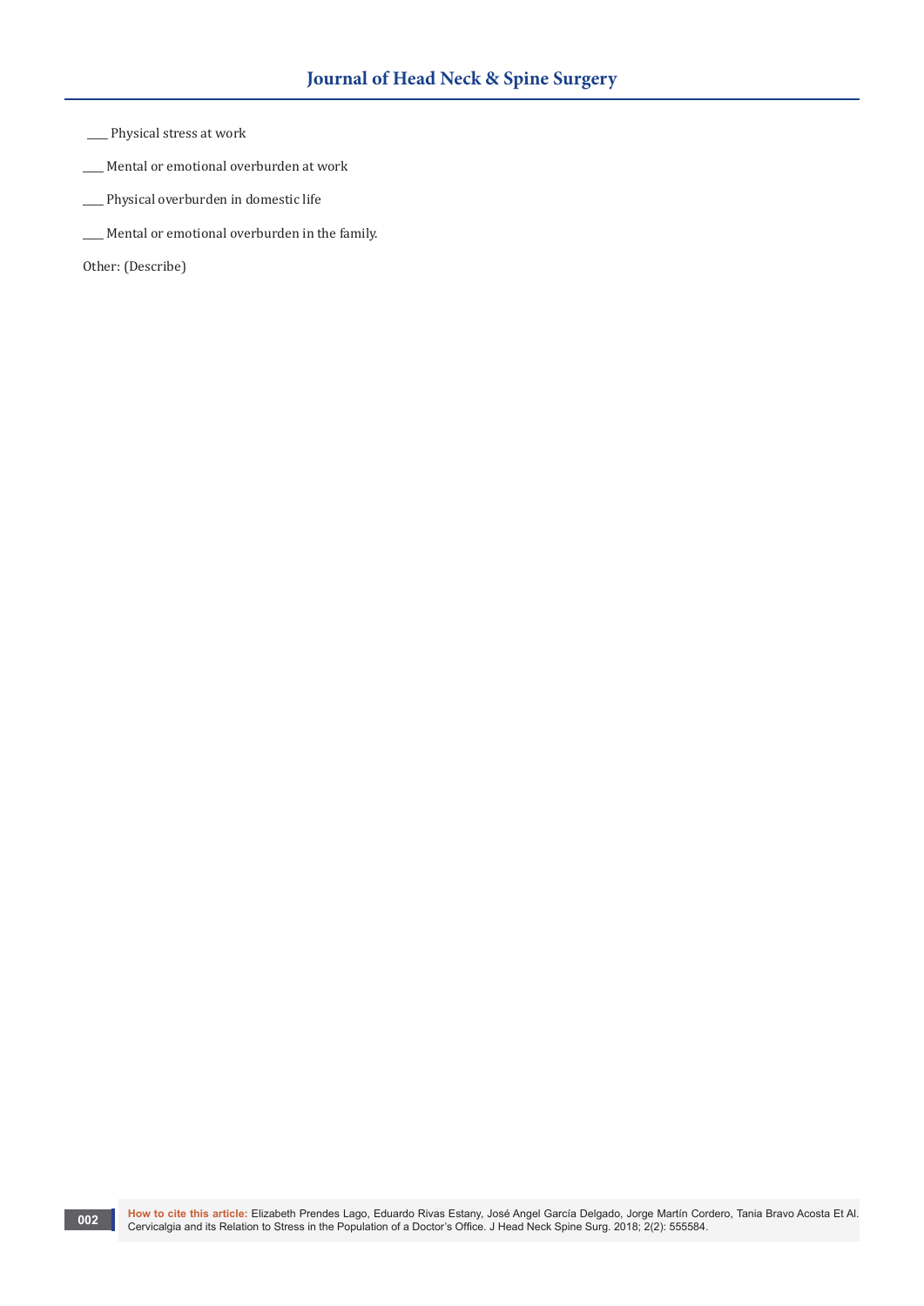____ Physical stress at work

____ Mental or emotional overburden at work

____ Physical overburden in domestic life

____ Mental or emotional overburden in the family.

Other: (Describe)